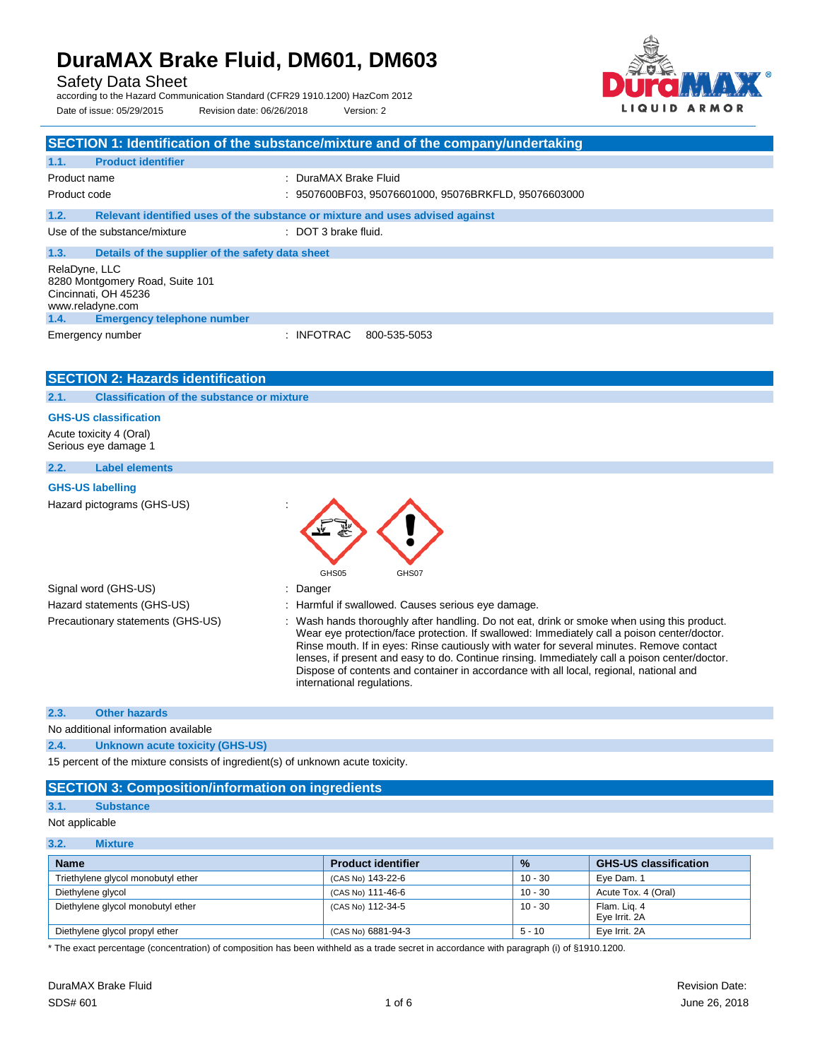# DuraMAX Brake Fluid, DM601, DM603

Safety Data Sheet

according to the Hazard Communication Standard (CFR29 1910.1200) HazCom 2012

Date of issue: 05/29/2015 Revision date: 06/26/2018 Version: 2

## SECTION 1: Identification of the substance/mixture and of the company/undertaking

### 1.1. Product identifier

Product name : DuraMAX Brake Fluid

Product code : 9507600BF03, 95076601000, 95076BRKFLD, 95076603000

### 1.2. Relevant identified uses of the substance or mixture and uses advised against

Use of the substance/mixture : DOT 3 brake fluid.

### 1.3. Details of the supplier of the safety data sheet

RelaDyne, LLC
8280 Montgomery Road, Suite 101
Cincinnati, OH 45236
www.reladyne.com

### 1.4. Emergency telephone number

Emergency number : INFOTRAC 800-535-5053

## SECTION 2: Hazards identification

### 2.1. Classification of the substance or mixture

**GHS-US classification**

Acute toxicity 4 (Oral)
Serious eye damage 1

### 2.2. Label elements

**GHS-US labelling**

Hazard pictograms (GHS-US) : GHS05 GHS07

Signal word (GHS-US) : Danger

Hazard statements (GHS-US) : Harmful if swallowed. Causes serious eye damage.

Precautionary statements (GHS-US) : Wash hands thoroughly after handling. Do not eat, drink or smoke when using this product. Wear eye protection/face protection. If swallowed: Immediately call a poison center/doctor. Rinse mouth. If in eyes: Rinse cautiously with water for several minutes. Remove contact lenses, if present and easy to do. Continue rinsing. Immediately call a poison center/doctor. Dispose of contents and container in accordance with all local, regional, national and international regulations.

### 2.3. Other hazards

No additional information available

### 2.4. Unknown acute toxicity (GHS-US)

15 percent of the mixture consists of ingredient(s) of unknown acute toxicity.

## SECTION 3: Composition/information on ingredients

### 3.1. Substance

Not applicable

### 3.2. Mixture

| Name | Product identifier | % | GHS-US classification |
|---|---|---|---|
| Triethylene glycol monobutyl ether | (CAS No) 143-22-6 | 10 - 30 | Eye Dam. 1 |
| Diethylene glycol | (CAS No) 111-46-6 | 10 - 30 | Acute Tox. 4 (Oral) |
| Diethylene glycol monobutyl ether | (CAS No) 112-34-5 | 10 - 30 | Flam. Liq. 4<br>Eye Irrit. 2A |
| Diethylene glycol propyl ether | (CAS No) 6881-94-3 | 5 - 10 | Eye Irrit. 2A |

* The exact percentage (concentration) of composition has been withheld as a trade secret in accordance with paragraph (i) of §1910.1200.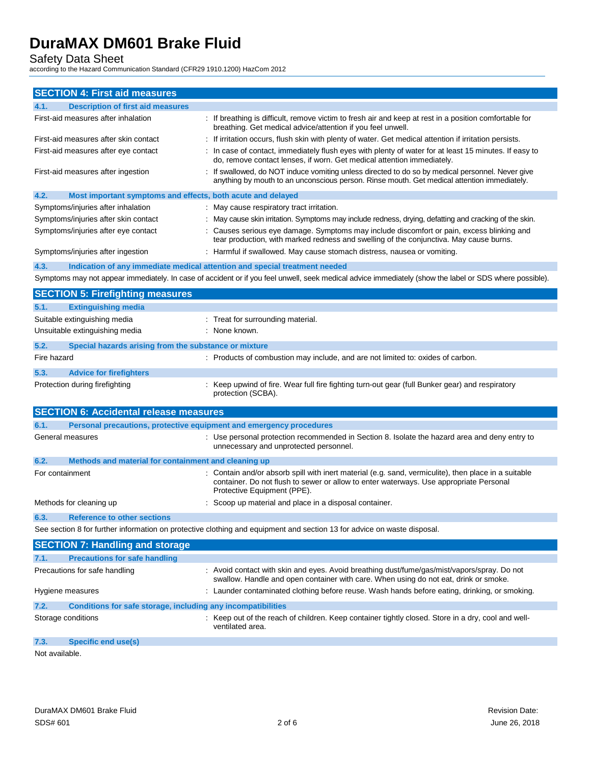# DuraMAX DM601 Brake Fluid

Safety Data Sheet

according to the Hazard Communication Standard (CFR29 1910.1200) HazCom 2012

## SECTION 4: First aid measures

### 4.1. Description of first aid measures

| | |
|---|---|
| First-aid measures after inhalation | : If breathing is difficult, remove victim to fresh air and keep at rest in a position comfortable for breathing. Get medical advice/attention if you feel unwell. |
| First-aid measures after skin contact | : If irritation occurs, flush skin with plenty of water. Get medical attention if irritation persists. |
| First-aid measures after eye contact | : In case of contact, immediately flush eyes with plenty of water for at least 15 minutes. If easy to do, remove contact lenses, if worn. Get medical attention immediately. |
| First-aid measures after ingestion | : If swallowed, do NOT induce vomiting unless directed to do so by medical personnel. Never give anything by mouth to an unconscious person. Rinse mouth. Get medical attention immediately. |

### 4.2. Most important symptoms and effects, both acute and delayed

| | |
|---|---|
| Symptoms/injuries after inhalation | : May cause respiratory tract irritation. |
| Symptoms/injuries after skin contact | : May cause skin irritation. Symptoms may include redness, drying, defatting and cracking of the skin. |
| Symptoms/injuries after eye contact | : Causes serious eye damage. Symptoms may include discomfort or pain, excess blinking and tear production, with marked redness and swelling of the conjunctiva. May cause burns. |
| Symptoms/injuries after ingestion | : Harmful if swallowed. May cause stomach distress, nausea or vomiting. |

### 4.3. Indication of any immediate medical attention and special treatment needed

Symptoms may not appear immediately. In case of accident or if you feel unwell, seek medical advice immediately (show the label or SDS where possible).

## SECTION 5: Firefighting measures

### 5.1. Extinguishing media

| | |
|---|---|
| Suitable extinguishing media | : Treat for surrounding material. |
| Unsuitable extinguishing media | : None known. |

### 5.2. Special hazards arising from the substance or mixture

| | |
|---|---|
| Fire hazard | : Products of combustion may include, and are not limited to: oxides of carbon. |

### 5.3. Advice for firefighters

| | |
|---|---|
| Protection during firefighting | : Keep upwind of fire. Wear full fire fighting turn-out gear (full Bunker gear) and respiratory protection (SCBA). |

## SECTION 6: Accidental release measures

### 6.1. Personal precautions, protective equipment and emergency procedures

| | |
|---|---|
| General measures | : Use personal protection recommended in Section 8. Isolate the hazard area and deny entry to unnecessary and unprotected personnel. |

### 6.2. Methods and material for containment and cleaning up

| | |
|---|---|
| For containment | : Contain and/or absorb spill with inert material (e.g. sand, vermiculite), then place in a suitable container. Do not flush to sewer or allow to enter waterways. Use appropriate Personal Protective Equipment (PPE). |
| Methods for cleaning up | : Scoop up material and place in a disposal container. |

### 6.3. Reference to other sections

See section 8 for further information on protective clothing and equipment and section 13 for advice on waste disposal.

## SECTION 7: Handling and storage

### 7.1. Precautions for safe handling

| | |
|---|---|
| Precautions for safe handling | : Avoid contact with skin and eyes. Avoid breathing dust/fume/gas/mist/vapors/spray. Do not swallow. Handle and open container with care. When using do not eat, drink or smoke. |
| Hygiene measures | : Launder contaminated clothing before reuse. Wash hands before eating, drinking, or smoking. |

### 7.2. Conditions for safe storage, including any incompatibilities

| | |
|---|---|
| Storage conditions | : Keep out of the reach of children. Keep container tightly closed. Store in a dry, cool and well-ventilated area. |

### 7.3. Specific end use(s)

Not available.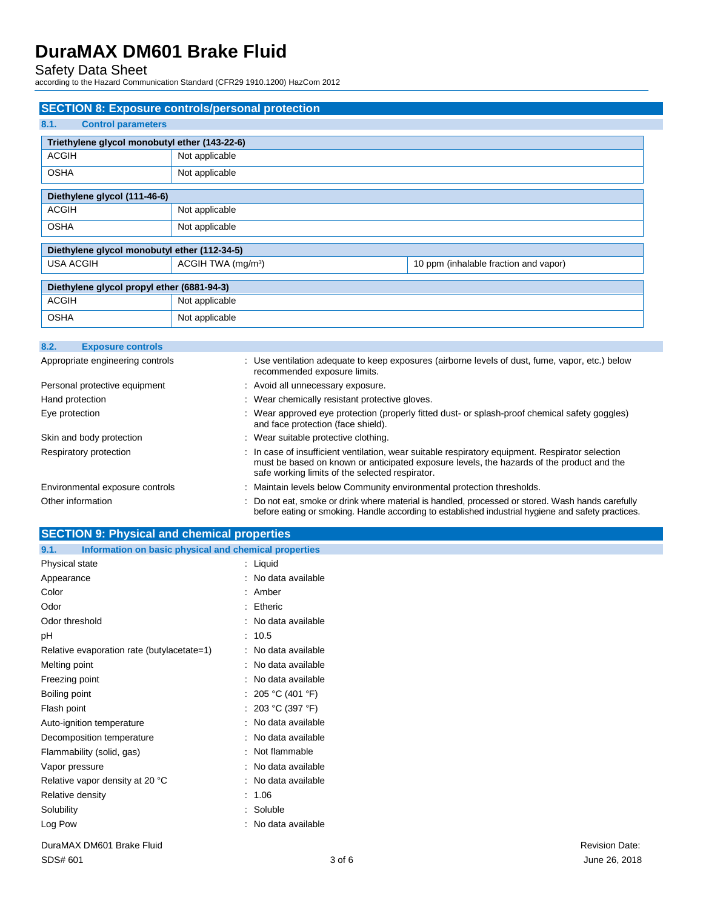## SECTION 8: Exposure controls/personal protection

### 8.1. Control parameters

| Triethylene glycol monobutyl ether (143-22-6) | |
|---|---|
| ACGIH | Not applicable |
| OSHA | Not applicable |

| Diethylene glycol (111-46-6) | |
|---|---|
| ACGIH | Not applicable |
| OSHA | Not applicable |

| Diethylene glycol monobutyl ether (112-34-5) | | |
|---|---|---|
| USA ACGIH | ACGIH TWA (mg/m³) | 10 ppm (inhalable fraction and vapor) |

| Diethylene glycol propyl ether (6881-94-3) | |
|---|---|
| ACGIH | Not applicable |
| OSHA | Not applicable |

### 8.2. Exposure controls

| | |
|---|---|
| Appropriate engineering controls | : Use ventilation adequate to keep exposures (airborne levels of dust, fume, vapor, etc.) below recommended exposure limits. |
| Personal protective equipment | : Avoid all unnecessary exposure. |
| Hand protection | : Wear chemically resistant protective gloves. |
| Eye protection | : Wear approved eye protection (properly fitted dust- or splash-proof chemical safety goggles) and face protection (face shield). |
| Skin and body protection | : Wear suitable protective clothing. |
| Respiratory protection | : In case of insufficient ventilation, wear suitable respiratory equipment. Respirator selection must be based on known or anticipated exposure levels, the hazards of the product and the safe working limits of the selected respirator. |
| Environmental exposure controls | : Maintain levels below Community environmental protection thresholds. |
| Other information | : Do not eat, smoke or drink where material is handled, processed or stored. Wash hands carefully before eating or smoking. Handle according to established industrial hygiene and safety practices. |

## SECTION 9: Physical and chemical properties

### 9.1. Information on basic physical and chemical properties

| | |
|---|---|
| Physical state | : Liquid |
| Appearance | : No data available |
| Color | : Amber |
| Odor | : Etheric |
| Odor threshold | : No data available |
| pH | : 10.5 |
| Relative evaporation rate (butylacetate=1) | : No data available |
| Melting point | : No data available |
| Freezing point | : No data available |
| Boiling point | : 205 °C (401 °F) |
| Flash point | : 203 °C (397 °F) |
| Auto-ignition temperature | : No data available |
| Decomposition temperature | : No data available |
| Flammability (solid, gas) | : Not flammable |
| Vapor pressure | : No data available |
| Relative vapor density at 20 °C | : No data available |
| Relative density | : 1.06 |
| Solubility | : Soluble |
| Log Pow | : No data available |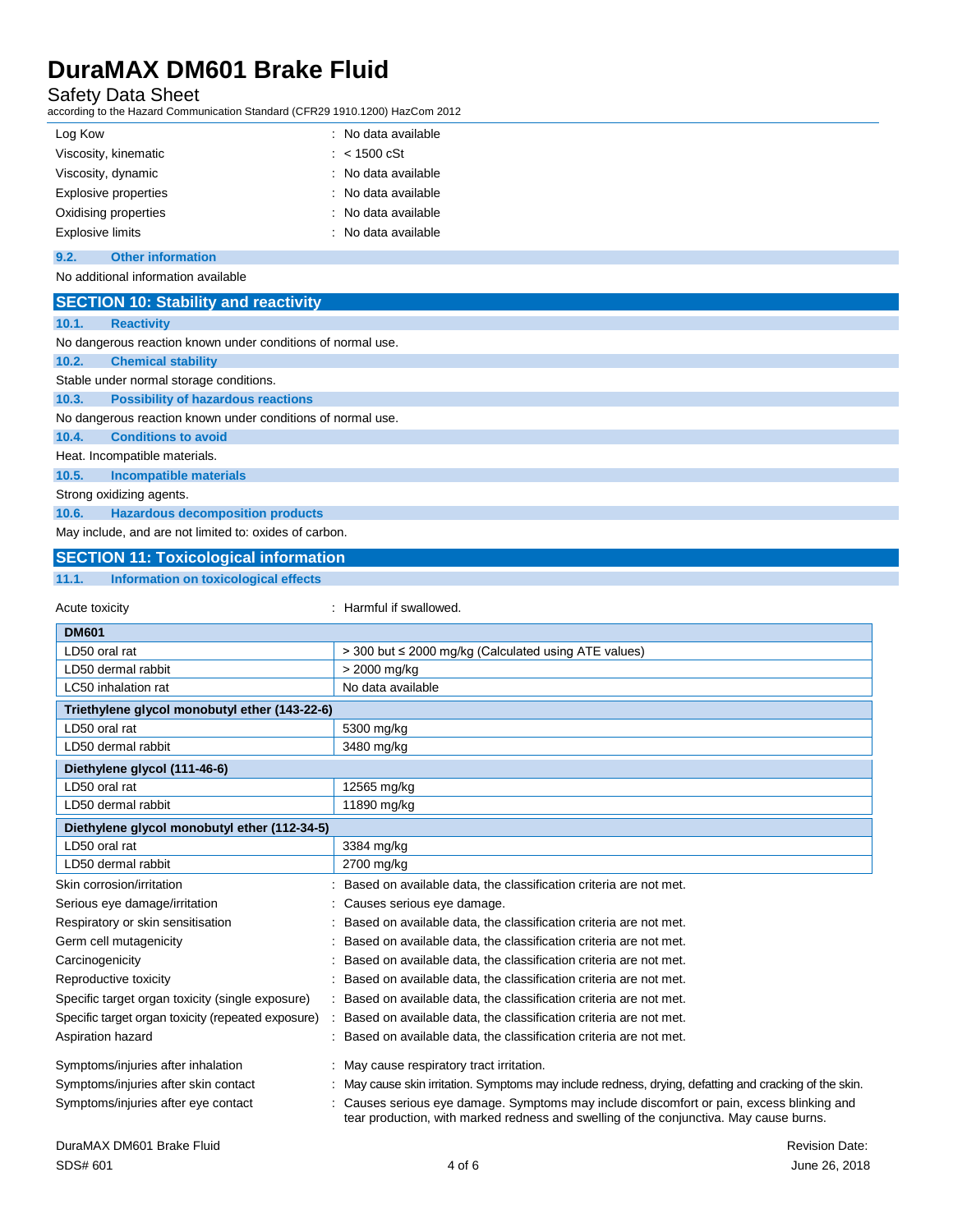| | |
|---|---|
| Log Kow | : No data available |
| Viscosity, kinematic | : < 1500 cSt |
| Viscosity, dynamic | : No data available |
| Explosive properties | : No data available |
| Oxidising properties | : No data available |
| Explosive limits | : No data available |

### 9.2. Other information

No additional information available

## SECTION 10: Stability and reactivity

### 10.1. Reactivity

No dangerous reaction known under conditions of normal use.

### 10.2. Chemical stability

Stable under normal storage conditions.

### 10.3. Possibility of hazardous reactions

No dangerous reaction known under conditions of normal use.

### 10.4. Conditions to avoid

Heat. Incompatible materials.

### 10.5. Incompatible materials

Strong oxidizing agents.

### 10.6. Hazardous decomposition products

May include, and are not limited to: oxides of carbon.

## SECTION 11: Toxicological information

### 11.1. Information on toxicological effects

Acute toxicity : Harmful if swallowed.

| DM601 | |
|---|---|
| LD50 oral rat | > 300 but ≤ 2000 mg/kg (Calculated using ATE values) |
| LD50 dermal rabbit | > 2000 mg/kg |
| LC50 inhalation rat | No data available |

| Triethylene glycol monobutyl ether (143-22-6) | |
|---|---|
| LD50 oral rat | 5300 mg/kg |
| LD50 dermal rabbit | 3480 mg/kg |

| Diethylene glycol (111-46-6) | |
|---|---|
| LD50 oral rat | 12565 mg/kg |
| LD50 dermal rabbit | 11890 mg/kg |

| Diethylene glycol monobutyl ether (112-34-5) | |
|---|---|
| LD50 oral rat | 3384 mg/kg |
| LD50 dermal rabbit | 2700 mg/kg |

| | |
|---|---|
| Skin corrosion/irritation | : Based on available data, the classification criteria are not met. |
| Serious eye damage/irritation | : Causes serious eye damage. |
| Respiratory or skin sensitisation | : Based on available data, the classification criteria are not met. |
| Germ cell mutagenicity | : Based on available data, the classification criteria are not met. |
| Carcinogenicity | : Based on available data, the classification criteria are not met. |
| Reproductive toxicity | : Based on available data, the classification criteria are not met. |
| Specific target organ toxicity (single exposure) | : Based on available data, the classification criteria are not met. |
| Specific target organ toxicity (repeated exposure) | : Based on available data, the classification criteria are not met. |
| Aspiration hazard | : Based on available data, the classification criteria are not met. |
| Symptoms/injuries after inhalation | : May cause respiratory tract irritation. |
| Symptoms/injuries after skin contact | : May cause skin irritation. Symptoms may include redness, drying, defatting and cracking of the skin. |
| Symptoms/injuries after eye contact | : Causes serious eye damage. Symptoms may include discomfort or pain, excess blinking and tear production, with marked redness and swelling of the conjunctiva. May cause burns. |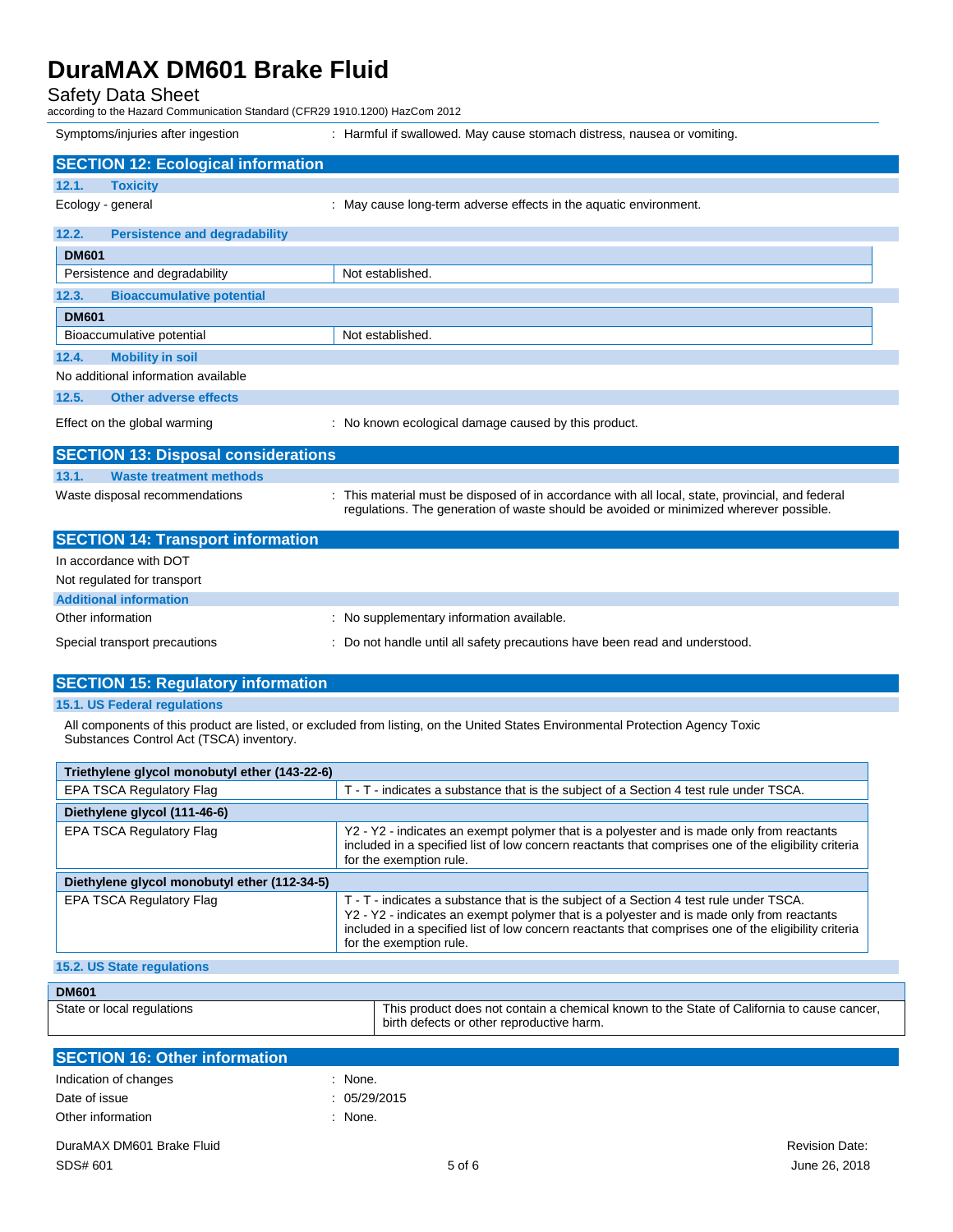Symptoms/injuries after ingestion : Harmful if swallowed. May cause stomach distress, nausea or vomiting.

## SECTION 12: Ecological information

### 12.1. Toxicity

Ecology - general : May cause long-term adverse effects in the aquatic environment.

### 12.2. Persistence and degradability

| DM601 | |
|---|---|
| Persistence and degradability | Not established. |

### 12.3. Bioaccumulative potential

| DM601 | |
|---|---|
| Bioaccumulative potential | Not established. |

### 12.4. Mobility in soil

No additional information available

### 12.5. Other adverse effects

Effect on the global warming : No known ecological damage caused by this product.

## SECTION 13: Disposal considerations

### 13.1. Waste treatment methods

Waste disposal recommendations : This material must be disposed of in accordance with all local, state, provincial, and federal regulations. The generation of waste should be avoided or minimized wherever possible.

## SECTION 14: Transport information

In accordance with DOT

Not regulated for transport

### Additional information

Other information : No supplementary information available.

Special transport precautions : Do not handle until all safety precautions have been read and understood.

## SECTION 15: Regulatory information

### 15.1. US Federal regulations

All components of this product are listed, or excluded from listing, on the United States Environmental Protection Agency Toxic Substances Control Act (TSCA) inventory.

| Triethylene glycol monobutyl ether (143-22-6) | |
|---|---|
| EPA TSCA Regulatory Flag | T - T - indicates a substance that is the subject of a Section 4 test rule under TSCA. |

| Diethylene glycol (111-46-6) | |
|---|---|
| EPA TSCA Regulatory Flag | Y2 - Y2 - indicates an exempt polymer that is a polyester and is made only from reactants included in a specified list of low concern reactants that comprises one of the eligibility criteria for the exemption rule. |

| Diethylene glycol monobutyl ether (112-34-5) | |
|---|---|
| EPA TSCA Regulatory Flag | T - T - indicates a substance that is the subject of a Section 4 test rule under TSCA.<br>Y2 - Y2 - indicates an exempt polymer that is a polyester and is made only from reactants included in a specified list of low concern reactants that comprises one of the eligibility criteria for the exemption rule. |

### 15.2. US State regulations

| DM601 | |
|---|---|
| State or local regulations | This product does not contain a chemical known to the State of California to cause cancer, birth defects or other reproductive harm. |

## SECTION 16: Other information

Indication of changes : None.

Date of issue : 05/29/2015

Other information : None.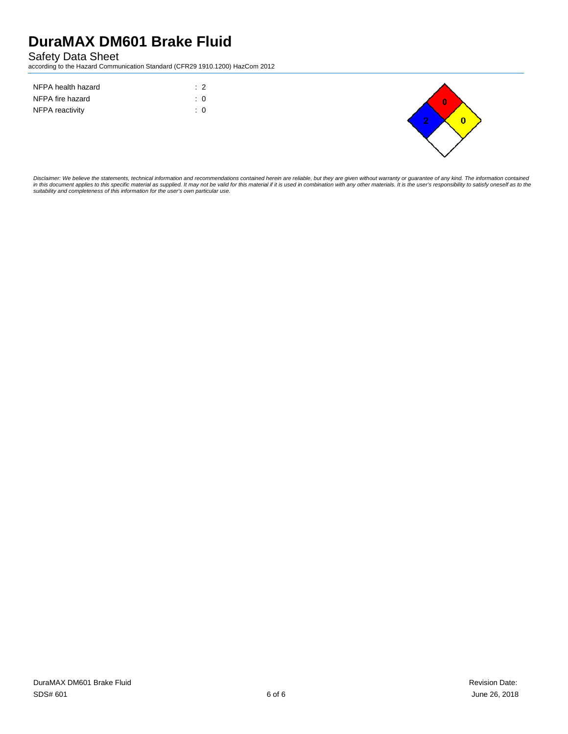# DuraMAX DM601 Brake Fluid

Safety Data Sheet

according to the Hazard Communication Standard (CFR29 1910.1200) HazCom 2012

| | |
|---|---|
| NFPA health hazard | : 2 |
| NFPA fire hazard | : 0 |
| NFPA reactivity | : 0 |

*Disclaimer: We believe the statements, technical information and recommendations contained herein are reliable, but they are given without warranty or guarantee of any kind. The information contained in this document applies to this specific material as supplied. It may not be valid for this material if it is used in combination with any other materials. It is the user's responsibility to satisfy oneself as to the suitability and completeness of this information for the user's own particular use.*